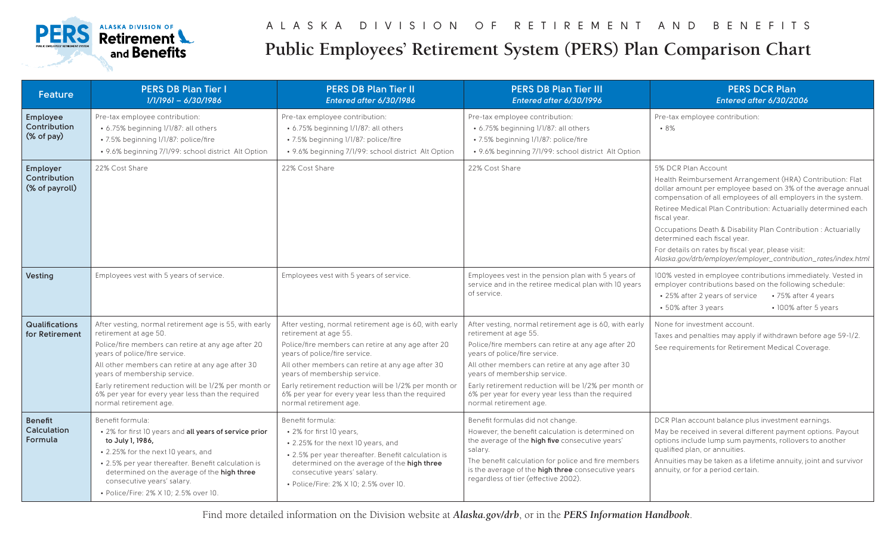# ALASKA DIVISION OF RETIREMENT AND BENEFITS

## Public Employees' Retirement System (PERS) Plan Comparison Chart

| Feature | PERS DB Plan Tier I *1/1/1961 – 6/30/1986* | PERS DB Plan Tier II *Entered after 6/30/1986* | PERS DB Plan Tier III *Entered after 6/30/1996* | PERS DCR Plan *Entered after 6/30/2006* |
|---|---|---|---|---|
| **Employee Contribution (% of pay)** | Pre-tax employee contribution:<br>• 6.75% beginning 1/1/87: all others<br>• 7.5% beginning 1/1/87: police/fire<br>• 9.6% beginning 7/1/99: school district Alt Option | Pre-tax employee contribution:<br>• 6.75% beginning 1/1/87: all others<br>• 7.5% beginning 1/1/87: police/fire<br>• 9.6% beginning 7/1/99: school district Alt Option | Pre-tax employee contribution:<br>• 6.75% beginning 1/1/87: all others<br>• 7.5% beginning 1/1/87: police/fire<br>• 9.6% beginning 7/1/99: school district Alt Option | Pre-tax employee contribution:<br>• 8% |
| **Employer Contribution (% of payroll)** | 22% Cost Share | 22% Cost Share | 22% Cost Share | 5% DCR Plan Account<br>Health Reimbursement Arrangement (HRA) Contribution: Flat dollar amount per employee based on 3% of the average annual compensation of all employees of all employers in the system.<br>Retiree Medical Plan Contribution: Actuarially determined each fiscal year.<br>Occupations Death & Disability Plan Contribution : Actuarially determined each fiscal year.<br>For details on rates by fiscal year, please visit: *Alaska.gov/drb/employer/employer_contribution_rates/index.html* |
| **Vesting** | Employees vest with 5 years of service. | Employees vest with 5 years of service. | Employees vest in the pension plan with 5 years of service and in the retiree medical plan with 10 years of service. | 100% vested in employee contributions immediately. Vested in employer contributions based on the following schedule:<br>• 25% after 2 years of service<br>• 50% after 3 years<br>• 75% after 4 years<br>• 100% after 5 years |
| **Qualifications for Retirement** | After vesting, normal retirement age is 55, with early retirement at age 50.<br>Police/fire members can retire at any age after 20 years of police/fire service.<br>All other members can retire at any age after 30 years of membership service.<br>Early retirement reduction will be 1/2% per month or 6% per year for every year less than the required normal retirement age. | After vesting, normal retirement age is 60, with early retirement at age 55.<br>Police/fire members can retire at any age after 20 years of police/fire service.<br>All other members can retire at any age after 30 years of membership service.<br>Early retirement reduction will be 1/2% per month or 6% per year for every year less than the required normal retirement age. | After vesting, normal retirement age is 60, with early retirement at age 55.<br>Police/fire members can retire at any age after 20 years of police/fire service.<br>All other members can retire at any age after 30 years of membership service.<br>Early retirement reduction will be 1/2% per month or 6% per year for every year less than the required normal retirement age. | None for investment account.<br>Taxes and penalties may apply if withdrawn before age 59-1/2.<br>See requirements for Retirement Medical Coverage. |
| **Benefit Calculation Formula** | Benefit formula:<br>• 2% for first 10 years and **all years of service prior to July 1, 1986,**<br>• 2.25% for the next 10 years, and<br>• 2.5% per year thereafter. Benefit calculation is determined on the average of the **high three** consecutive years' salary.<br>• Police/Fire: 2% X 10; 2.5% over 10. | Benefit formula:<br>• 2% for first 10 years,<br>• 2.25% for the next 10 years, and<br>• 2.5% per year thereafter. Benefit calculation is determined on the average of the **high three** consecutive years' salary.<br>• Police/Fire: 2% X 10; 2.5% over 10. | Benefit formulas did not change.<br>However, the benefit calculation is determined on the average of the **high five** consecutive years' salary.<br>The benefit calculation for police and fire members is the average of the **high three** consecutive years regardless of tier (effective 2002). | DCR Plan account balance plus investment earnings.<br>May be received in several different payment options. Payout options include lump sum payments, rollovers to another qualified plan, or annuities.<br>Annuities may be taken as a lifetime annuity, joint and survivor annuity, or for a period certain. |

Find more detailed information on the Division website at ***Alaska.gov/drb***, or in the ***PERS Information Handbook***.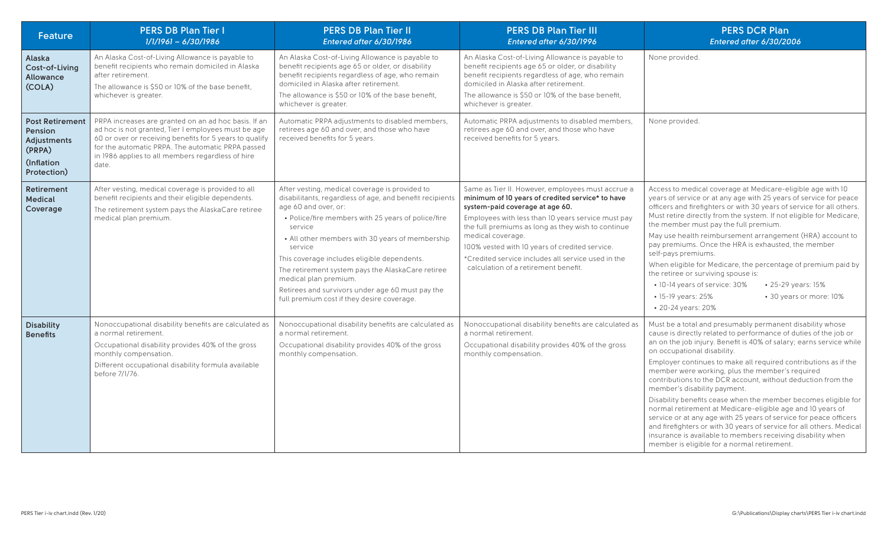| Feature | PERS DB Plan Tier I *1/1/1961 – 6/30/1986* | PERS DB Plan Tier II *Entered after 6/30/1986* | PERS DB Plan Tier III *Entered after 6/30/1996* | PERS DCR Plan *Entered after 6/30/2006* |
|---|---|---|---|---|
| **Alaska Cost-of-Living Allowance (COLA)** | An Alaska Cost-of-Living Allowance is payable to benefit recipients who remain domiciled in Alaska after retirement.<br>The allowance is $50 or 10% of the base benefit, whichever is greater. | An Alaska Cost-of-Living Allowance is payable to benefit recipients age 65 or older, or disability benefit recipients regardless of age, who remain domiciled in Alaska after retirement.<br>The allowance is $50 or 10% of the base benefit, whichever is greater. | An Alaska Cost-of-Living Allowance is payable to benefit recipients age 65 or older, or disability benefit recipients regardless of age, who remain domiciled in Alaska after retirement.<br>The allowance is $50 or 10% of the base benefit, whichever is greater. | None provided. |
| **Post Retirement Pension Adjustments (PRPA) (Inflation Protection)** | PRPA increases are granted on an ad hoc basis. If an ad hoc is not granted, Tier I employees must be age 60 or over or receiving benefits for 5 years to qualify for the automatic PRPA. The automatic PRPA passed in 1986 applies to all members regardless of hire date. | Automatic PRPA adjustments to disabled members, retirees age 60 and over, and those who have received benefits for 5 years. | Automatic PRPA adjustments to disabled members, retirees age 60 and over, and those who have received benefits for 5 years. | None provided. |
| **Retirement Medical Coverage** | After vesting, medical coverage is provided to all benefit recipients and their eligible dependents.<br>The retirement system pays the AlaskaCare retiree medical plan premium. | After vesting, medical coverage is provided to disabilitants, regardless of age, and benefit recipients age 60 and over, or:<br>• Police/fire members with 25 years of police/fire service<br>• All other members with 30 years of membership service<br>This coverage includes eligible dependents.<br>The retirement system pays the AlaskaCare retiree medical plan premium.<br>Retirees and survivors under age 60 must pay the full premium cost if they desire coverage. | Same as Tier II. However, employees must accrue a **minimum of 10 years of credited service\* to have system-paid coverage at age 60.**<br>Employees with less than 10 years service must pay the full premiums as long as they wish to continue medical coverage.<br>100% vested with 10 years of credited service.<br>\*Credited service includes all service used in the calculation of a retirement benefit. | Access to medical coverage at Medicare-eligible age with 10 years of service or at any age with 25 years of service for peace officers and firefighters or with 30 years of service for all others. Must retire directly from the system. If not eligible for Medicare, the member must pay the full premium.<br>May use health reimbursement arrangement (HRA) account to pay premiums. Once the HRA is exhausted, the member self-pays premiums.<br>When eligible for Medicare, the percentage of premium paid by the retiree or surviving spouse is:<br>• 10-14 years of service: 30%<br>• 15-19 years: 25%<br>• 20-24 years: 20%<br>• 25-29 years: 15%<br>• 30 years or more: 10% |
| **Disability Benefits** | Nonoccupational disability benefits are calculated as a normal retirement.<br>Occupational disability provides 40% of the gross monthly compensation.<br>Different occupational disability formula available before 7/1/76. | Nonoccupational disability benefits are calculated as a normal retirement.<br>Occupational disability provides 40% of the gross monthly compensation. | Nonoccupational disability benefits are calculated as a normal retirement.<br>Occupational disability provides 40% of the gross monthly compensation. | Must be a total and presumably permanent disability whose cause is directly related to performance of duties of the job or an on the job injury. Benefit is 40% of salary; earns service while on occupational disability.<br>Employer continues to make all required contributions as if the member were working, plus the member's required contributions to the DCR account, without deduction from the member's disability payment.<br>Disability benefits cease when the member becomes eligible for normal retirement at Medicare-eligible age and 10 years of service or at any age with 25 years of service for peace officers and firefighters or with 30 years of service for all others. Medical insurance is available to members receiving disability when member is eligible for a normal retirement. |